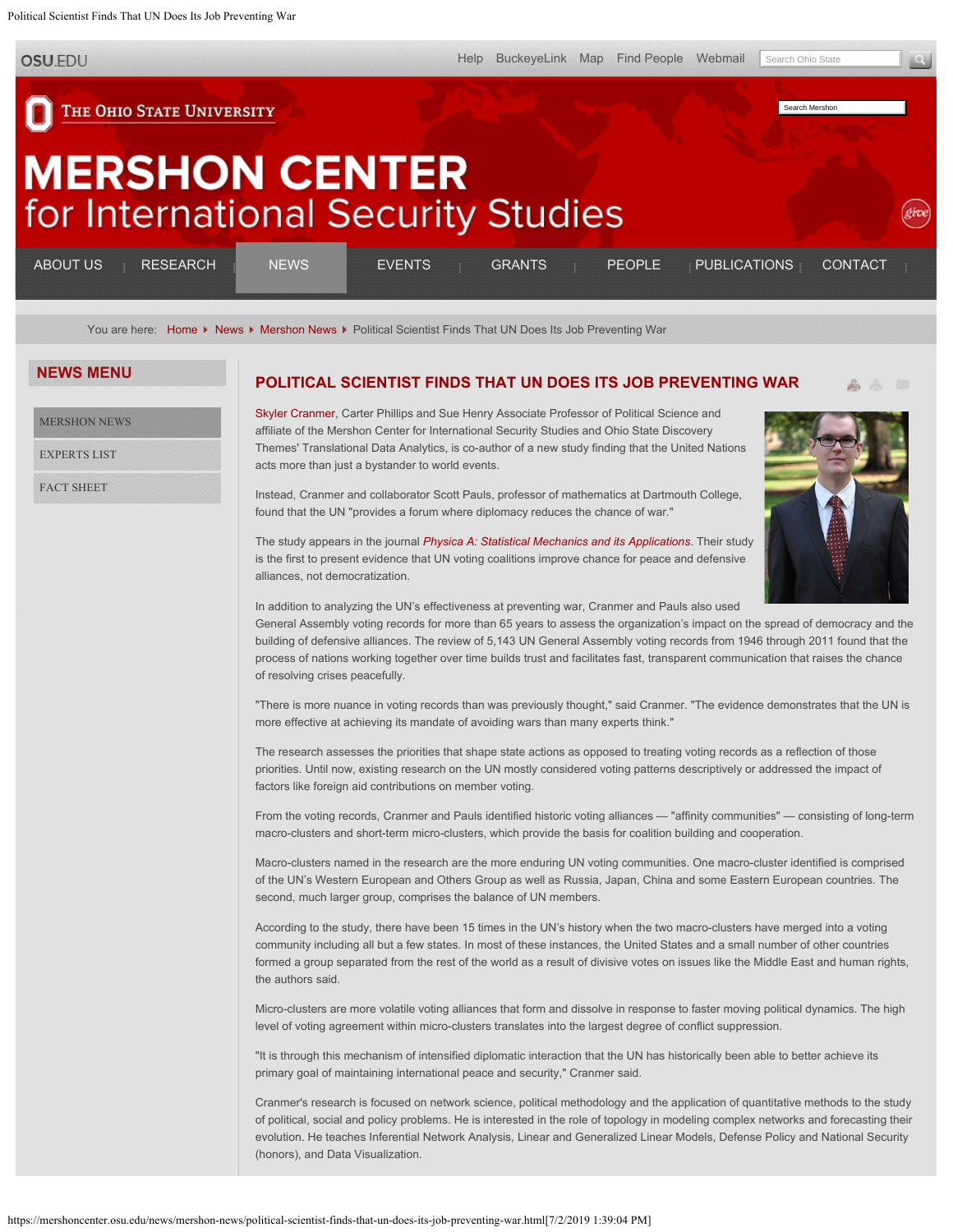# POLITICAL SCIENTIST FINDS THAT UN DOES ITS JOB PREVENTING WAR

Skyler Cranmer, Carter Phillips and Sue Henry Associate Professor of Political Science and affiliate of the Mershon Center for International Security Studies and Ohio State Discovery Themes' Translational Data Analytics, is co-author of a new study finding that the United Nations acts more than just a bystander to world events.

Instead, Cranmer and collaborator Scott Pauls, professor of mathematics at Dartmouth College, found that the UN "provides a forum where diplomacy reduces the chance of war."

The study appears in the journal *Physica A: Statistical Mechanics and its Applications*. Their study is the first to present evidence that UN voting coalitions improve chance for peace and defensive alliances, not democratization.

In addition to analyzing the UN's effectiveness at preventing war, Cranmer and Pauls also used General Assembly voting records for more than 65 years to assess the organization's impact on the spread of democracy and the building of defensive alliances. The review of 5,143 UN General Assembly voting records from 1946 through 2011 found that the process of nations working together over time builds trust and facilitates fast, transparent communication that raises the chance of resolving crises peacefully.

"There is more nuance in voting records than was previously thought," said Cranmer. "The evidence demonstrates that the UN is more effective at achieving its mandate of avoiding wars than many experts think."

The research assesses the priorities that shape state actions as opposed to treating voting records as a reflection of those priorities. Until now, existing research on the UN mostly considered voting patterns descriptively or addressed the impact of factors like foreign aid contributions on member voting.

From the voting records, Cranmer and Pauls identified historic voting alliances — "affinity communities" — consisting of long-term macro-clusters and short-term micro-clusters, which provide the basis for coalition building and cooperation.

Macro-clusters named in the research are the more enduring UN voting communities. One macro-cluster identified is comprised of the UN's Western European and Others Group as well as Russia, Japan, China and some Eastern European countries. The second, much larger group, comprises the balance of UN members.

According to the study, there have been 15 times in the UN's history when the two macro-clusters have merged into a voting community including all but a few states. In most of these instances, the United States and a small number of other countries formed a group separated from the rest of the world as a result of divisive votes on issues like the Middle East and human rights, the authors said.

Micro-clusters are more volatile voting alliances that form and dissolve in response to faster moving political dynamics. The high level of voting agreement within micro-clusters translates into the largest degree of conflict suppression.

"It is through this mechanism of intensified diplomatic interaction that the UN has historically been able to better achieve its primary goal of maintaining international peace and security," Cranmer said.

Cranmer's research is focused on network science, political methodology and the application of quantitative methods to the study of political, social and policy problems. He is interested in the role of topology in modeling complex networks and forecasting their evolution. He teaches Inferential Network Analysis, Linear and Generalized Linear Models, Defense Policy and National Security (honors), and Data Visualization.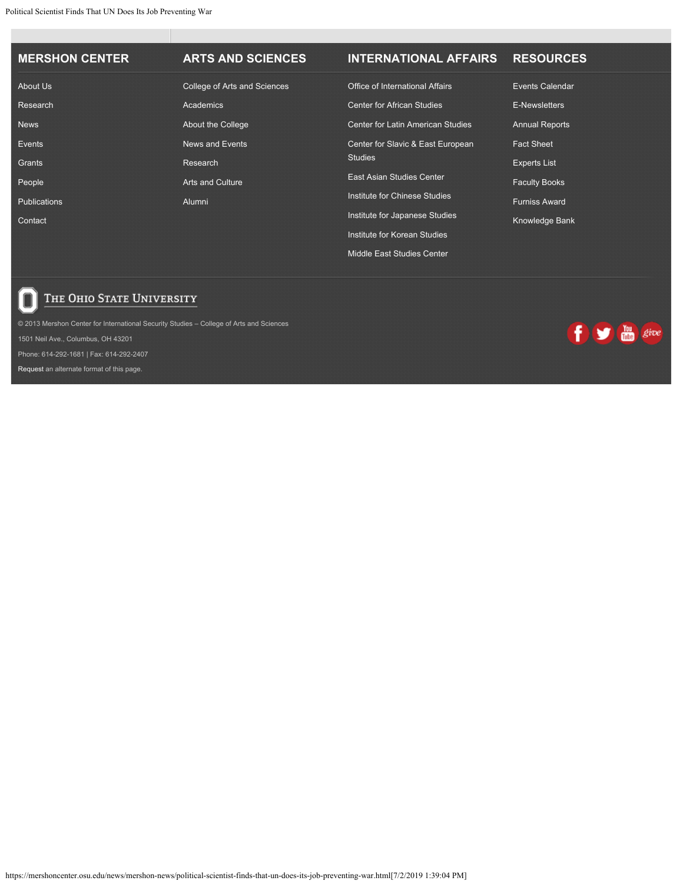## MERSHON CENTER

- About Us
- Research
- News
- Events
- Grants
- People
- Publications
- Contact

## ARTS AND SCIENCES

- College of Arts and Sciences
- Academics
- About the College
- News and Events
- Research
- Arts and Culture
- Alumni

## INTERNATIONAL AFFAIRS

- Office of International Affairs
- Center for African Studies
- Center for Latin American Studies
- Center for Slavic & East European Studies
- East Asian Studies Center
- Institute for Chinese Studies
- Institute for Japanese Studies
- Institute for Korean Studies
- Middle East Studies Center

## RESOURCES

- Events Calendar
- E-Newsletters
- Annual Reports
- Fact Sheet
- Experts List
- Faculty Books
- Furniss Award
- Knowledge Bank

The Ohio State University

© 2013 Mershon Center for International Security Studies – College of Arts and Sciences

1501 Neil Ave., Columbus, OH 43201

Phone: 614-292-1681 | Fax: 614-292-2407

Request an alternate format of this page.